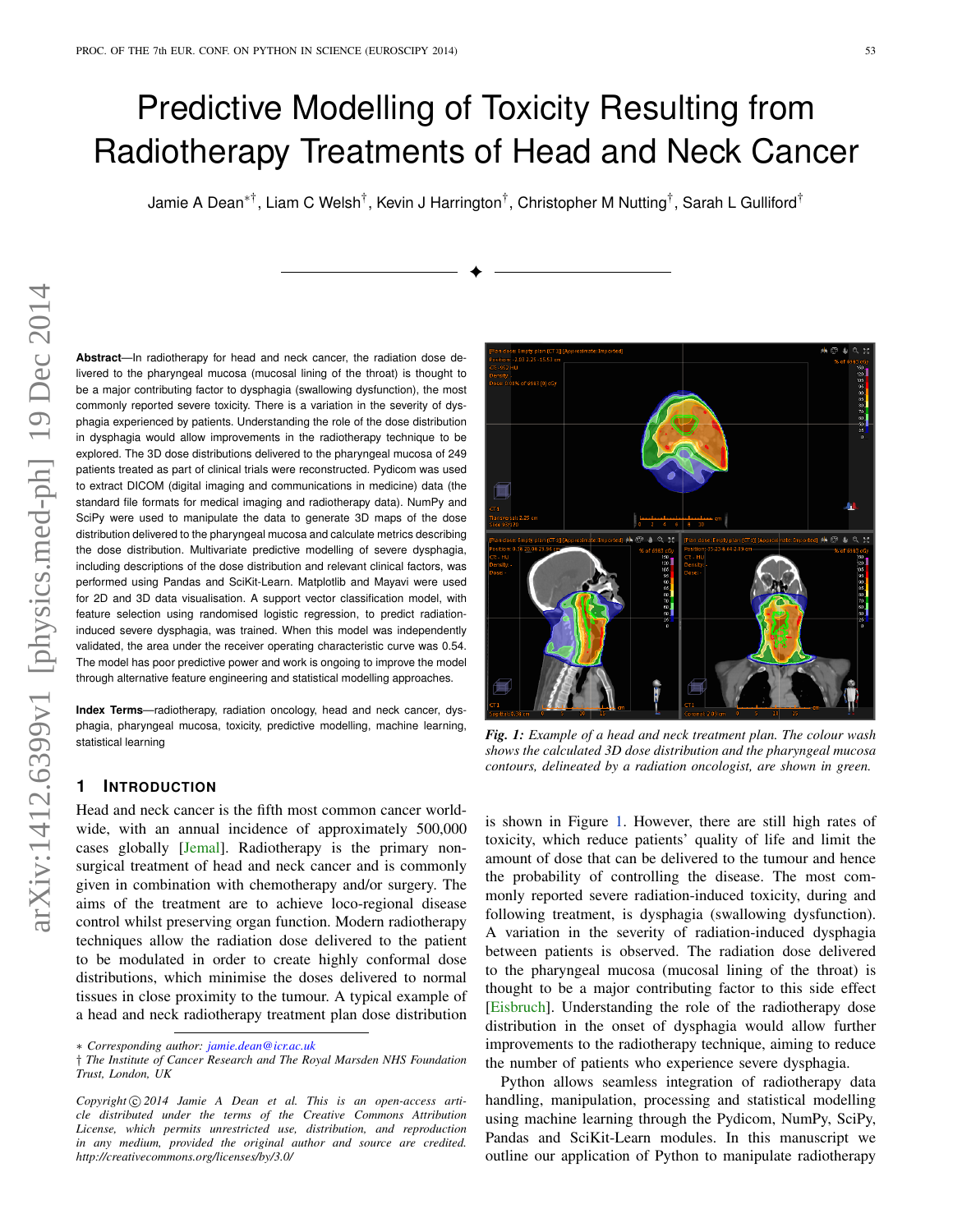# Predictive Modelling of Toxicity Resulting from Radiotherapy Treatments of Head and Neck Cancer

Jamie A Dean*†, Liam C Welsh†, Kevin J Harrington†, Christopher M Nutting†, Sarah L Gulliford†

**Abstract**—In radiotherapy for head and neck cancer, the radiation dose delivered to the pharyngeal mucosa (mucosal lining of the throat) is thought to be a major contributing factor to dysphagia (swallowing dysfunction), the most commonly reported severe toxicity. There is a variation in the severity of dysphagia experienced by patients. Understanding the role of the dose distribution in dysphagia would allow improvements in the radiotherapy technique to be explored. The 3D dose distributions delivered to the pharyngeal mucosa of 249 patients treated as part of clinical trials were reconstructed. Pydicom was used to extract DICOM (digital imaging and communications in medicine) data (the standard file formats for medical imaging and radiotherapy data). NumPy and SciPy were used to manipulate the data to generate 3D maps of the dose distribution delivered to the pharyngeal mucosa and calculate metrics describing the dose distribution. Multivariate predictive modelling of severe dysphagia, including descriptions of the dose distribution and relevant clinical factors, was performed using Pandas and SciKit-Learn. Matplotlib and Mayavi were used for 2D and 3D data visualisation. A support vector classification model, with feature selection using randomised logistic regression, to predict radiation-induced severe dysphagia, was trained. When this model was independently validated, the area under the receiver operating characteristic curve was 0.54. The model has poor predictive power and work is ongoing to improve the model through alternative feature engineering and statistical modelling approaches.

**Index Terms**—radiotherapy, radiation oncology, head and neck cancer, dysphagia, pharyngeal mucosa, toxicity, predictive modelling, machine learning, statistical learning

## 1 Introduction

Head and neck cancer is the fifth most common cancer worldwide, with an annual incidence of approximately 500,000 cases globally [Jemal]. Radiotherapy is the primary non-surgical treatment of head and neck cancer and is commonly given in combination with chemotherapy and/or surgery. The aims of the treatment are to achieve loco-regional disease control whilst preserving organ function. Modern radiotherapy techniques allow the radiation dose delivered to the patient to be modulated in order to create highly conformal dose distributions, which minimise the doses delivered to normal tissues in close proximity to the tumour. A typical example of a head and neck radiotherapy treatment plan dose distribution is shown in Figure 1. However, there are still high rates of toxicity, which reduce patients' quality of life and limit the amount of dose that can be delivered to the tumour and hence the probability of controlling the disease. The most commonly reported severe radiation-induced toxicity, during and following treatment, is dysphagia (swallowing dysfunction). A variation in the severity of radiation-induced dysphagia between patients is observed. The radiation dose delivered to the pharyngeal mucosa (mucosal lining of the throat) is thought to be a major contributing factor to this side effect [Eisbruch]. Understanding the role of the radiotherapy dose distribution in the onset of dysphagia would allow further improvements to the radiotherapy technique, aiming to reduce the number of patients who experience severe dysphagia.

Python allows seamless integration of radiotherapy data handling, manipulation, processing and statistical modelling using machine learning through the Pydicom, NumPy, SciPy, Pandas and SciKit-Learn modules. In this manuscript we outline our application of Python to manipulate radiotherapy

*Fig. 1: Example of a head and neck treatment plan. The colour wash shows the calculated 3D dose distribution and the pharyngeal mucosa contours, delineated by a radiation oncologist, are shown in green.*

\* *Corresponding author: jamie.dean@icr.ac.uk*
† *The Institute of Cancer Research and The Royal Marsden NHS Foundation Trust, London, UK*

*Copyright © 2014 Jamie A Dean et al. This is an open-access article distributed under the terms of the Creative Commons Attribution License, which permits unrestricted use, distribution, and reproduction in any medium, provided the original author and source are credited. http://creativecommons.org/licenses/by/3.0/*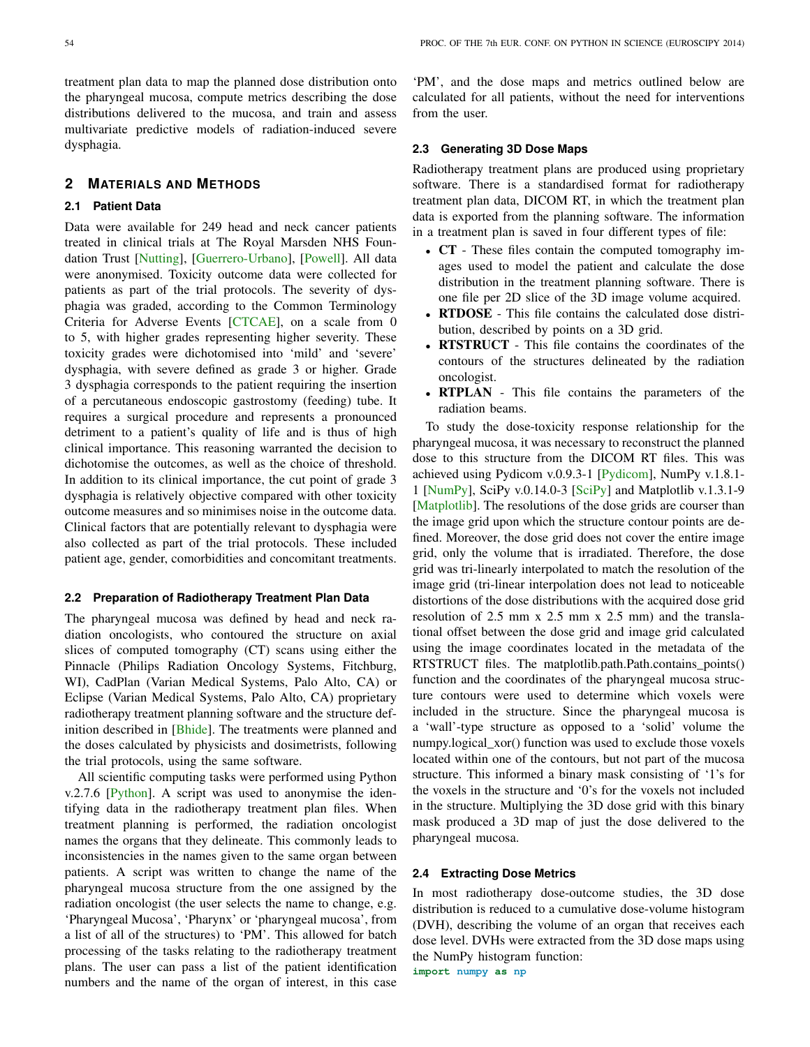treatment plan data to map the planned dose distribution onto the pharyngeal mucosa, compute metrics describing the dose distributions delivered to the mucosa, and train and assess multivariate predictive models of radiation-induced severe dysphagia.

## 2 Materials and Methods

### 2.1 Patient Data

Data were available for 249 head and neck cancer patients treated in clinical trials at The Royal Marsden NHS Foundation Trust [Nutting], [Guerrero-Urbano], [Powell]. All data were anonymised. Toxicity outcome data were collected for patients as part of the trial protocols. The severity of dysphagia was graded, according to the Common Terminology Criteria for Adverse Events [CTCAE], on a scale from 0 to 5, with higher grades representing higher severity. These toxicity grades were dichotomised into 'mild' and 'severe' dysphagia, with severe defined as grade 3 or higher. Grade 3 dysphagia corresponds to the patient requiring the insertion of a percutaneous endoscopic gastrostomy (feeding) tube. It requires a surgical procedure and represents a pronounced detriment to a patient's quality of life and is thus of high clinical importance. This reasoning warranted the decision to dichotomise the outcomes, as well as the choice of threshold. In addition to its clinical importance, the cut point of grade 3 dysphagia is relatively objective compared with other toxicity outcome measures and so minimises noise in the outcome data. Clinical factors that are potentially relevant to dysphagia were also collected as part of the trial protocols. These included patient age, gender, comorbidities and concomitant treatments.

### 2.2 Preparation of Radiotherapy Treatment Plan Data

The pharyngeal mucosa was defined by head and neck radiation oncologists, who contoured the structure on axial slices of computed tomography (CT) scans using either the Pinnacle (Philips Radiation Oncology Systems, Fitchburg, WI), CadPlan (Varian Medical Systems, Palo Alto, CA) or Eclipse (Varian Medical Systems, Palo Alto, CA) proprietary radiotherapy treatment planning software and the structure definition described in [Bhide]. The treatments were planned and the doses calculated by physicists and dosimetrists, following the trial protocols, using the same software.

All scientific computing tasks were performed using Python v.2.7.6 [Python]. A script was used to anonymise the identifying data in the radiotherapy treatment plan files. When treatment planning is performed, the radiation oncologist names the organs that they delineate. This commonly leads to inconsistencies in the names given to the same organ between patients. A script was written to change the name of the pharyngeal mucosa structure from the one assigned by the radiation oncologist (the user selects the name to change, e.g. 'Pharyngeal Mucosa', 'Pharynx' or 'pharyngeal mucosa', from a list of all of the structures) to 'PM'. This allowed for batch processing of the tasks relating to the radiotherapy treatment plans. The user can pass a list of the patient identification numbers and the name of the organ of interest, in this case 'PM', and the dose maps and metrics outlined below are calculated for all patients, without the need for interventions from the user.

### 2.3 Generating 3D Dose Maps

Radiotherapy treatment plans are produced using proprietary software. There is a standardised format for radiotherapy treatment plan data, DICOM RT, in which the treatment plan data is exported from the planning software. The information in a treatment plan is saved in four different types of file:

- **CT** - These files contain the computed tomography images used to model the patient and calculate the dose distribution in the treatment planning software. There is one file per 2D slice of the 3D image volume acquired.
- **RTDOSE** - This file contains the calculated dose distribution, described by points on a 3D grid.
- **RTSTRUCT** - This file contains the coordinates of the contours of the structures delineated by the radiation oncologist.
- **RTPLAN** - This file contains the parameters of the radiation beams.

To study the dose-toxicity response relationship for the pharyngeal mucosa, it was necessary to reconstruct the planned dose to this structure from the DICOM RT files. This was achieved using Pydicom v.0.9.3-1 [Pydicom], NumPy v.1.8.1-1 [NumPy], SciPy v.0.14.0-3 [SciPy] and Matplotlib v.1.3.1-9 [Matplotlib]. The resolutions of the dose grids are courser than the image grid upon which the structure contour points are defined. Moreover, the dose grid does not cover the entire image grid, only the volume that is irradiated. Therefore, the dose grid was tri-linearly interpolated to match the resolution of the image grid (tri-linear interpolation does not lead to noticeable distortions of the dose distributions with the acquired dose grid resolution of 2.5 mm x 2.5 mm x 2.5 mm) and the translational offset between the dose grid and image grid calculated using the image coordinates located in the metadata of the RTSTRUCT files. The matplotlib.path.Path.contains_points() function and the coordinates of the pharyngeal mucosa structure contours were used to determine which voxels were included in the structure. Since the pharyngeal mucosa is a 'wall'-type structure as opposed to a 'solid' volume the numpy.logical_xor() function was used to exclude those voxels located within one of the contours, but not part of the mucosa structure. This informed a binary mask consisting of '1's for the voxels in the structure and '0's for the voxels not included in the structure. Multiplying the 3D dose grid with this binary mask produced a 3D map of just the dose delivered to the pharyngeal mucosa.

### 2.4 Extracting Dose Metrics

In most radiotherapy dose-outcome studies, the 3D dose distribution is reduced to a cumulative dose-volume histogram (DVH), describing the volume of an organ that receives each dose level. DVHs were extracted from the 3D dose maps using the NumPy histogram function:

```
import numpy as np
```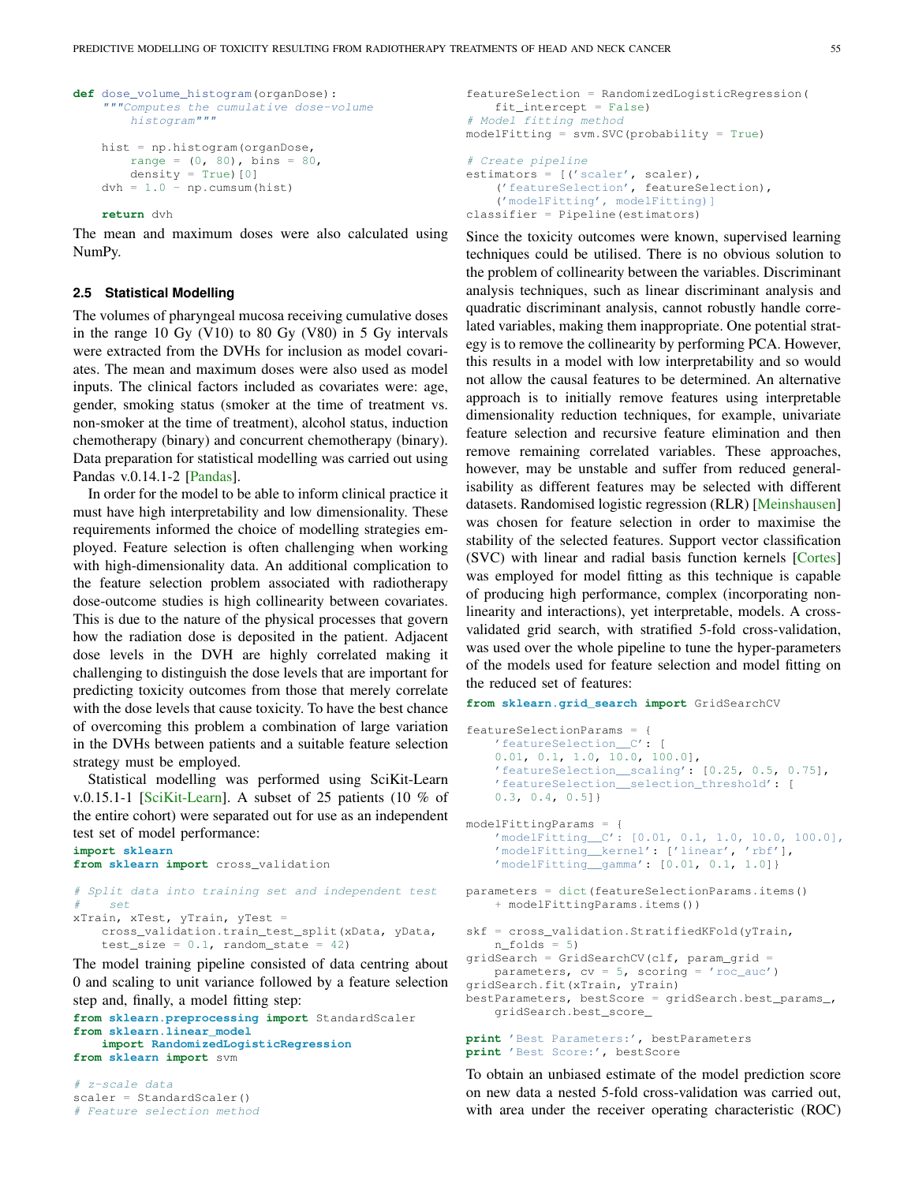```python
def dose_volume_histogram(organDose):
    """Computes the cumulative dose-volume
        histogram"""

    hist = np.histogram(organDose,
        range = (0, 80), bins = 80,
        density = True)[0]
    dvh = 1.0 - np.cumsum(hist)

    return dvh
```

The mean and maximum doses were also calculated using NumPy.

### 2.5 Statistical Modelling

The volumes of pharyngeal mucosa receiving cumulative doses in the range 10 Gy (V10) to 80 Gy (V80) in 5 Gy intervals were extracted from the DVHs for inclusion as model covariates. The mean and maximum doses were also used as model inputs. The clinical factors included as covariates were: age, gender, smoking status (smoker at the time of treatment vs. non-smoker at the time of treatment), alcohol status, induction chemotherapy (binary) and concurrent chemotherapy (binary). Data preparation for statistical modelling was carried out using Pandas v.0.14.1-2 [Pandas].

In order for the model to be able to inform clinical practice it must have high interpretability and low dimensionality. These requirements informed the choice of modelling strategies employed. Feature selection is often challenging when working with high-dimensionality data. An additional complication to the feature selection problem associated with radiotherapy dose-outcome studies is high collinearity between covariates. This is due to the nature of the physical processes that govern how the radiation dose is deposited in the patient. Adjacent dose levels in the DVH are highly correlated making it challenging to distinguish the dose levels that are important for predicting toxicity outcomes from those that merely correlate with the dose levels that cause toxicity. To have the best chance of overcoming this problem a combination of large variation in the DVHs between patients and a suitable feature selection strategy must be employed.

Statistical modelling was performed using SciKit-Learn v.0.15.1-1 [SciKit-Learn]. A subset of 25 patients (10 % of the entire cohort) were separated out for use as an independent test set of model performance:

```python
import sklearn
from sklearn import cross_validation

# Split data into training set and independent test
#    set
xTrain, xTest, yTrain, yTest =
    cross_validation.train_test_split(xData, yData,
    test_size = 0.1, random_state = 42)
```

The model training pipeline consisted of data centring about 0 and scaling to unit variance followed by a feature selection step and, finally, a model fitting step:

```python
from sklearn.preprocessing import StandardScaler
from sklearn.linear_model
    import RandomizedLogisticRegression
from sklearn import svm

# z-scale data
scaler = StandardScaler()
# Feature selection method
featureSelection = RandomizedLogisticRegression(
    fit_intercept = False)
# Model fitting method
modelFitting = svm.SVC(probability = True)

# Create pipeline
estimators = [('scaler', scaler),
    ('featureSelection', featureSelection),
    ('modelFitting', modelFitting)]
classifier = Pipeline(estimators)
```

Since the toxicity outcomes were known, supervised learning techniques could be utilised. There is no obvious solution to the problem of collinearity between the variables. Discriminant analysis techniques, such as linear discriminant analysis and quadratic discriminant analysis, cannot robustly handle correlated variables, making them inappropriate. One potential strategy is to remove the collinearity by performing PCA. However, this results in a model with low interpretability and so would not allow the causal features to be determined. An alternative approach is to initially remove features using interpretable dimensionality reduction techniques, for example, univariate feature selection and recursive feature elimination and then remove remaining correlated variables. These approaches, however, may be unstable and suffer from reduced generalisability as different features may be selected with different datasets. Randomised logistic regression (RLR) [Meinshausen] was chosen for feature selection in order to maximise the stability of the selected features. Support vector classification (SVC) with linear and radial basis function kernels [Cortes] was employed for model fitting as this technique is capable of producing high performance, complex (incorporating non-linearity and interactions), yet interpretable, models. A cross-validated grid search, with stratified 5-fold cross-validation, was used over the whole pipeline to tune the hyper-parameters of the models used for feature selection and model fitting on the reduced set of features:

```python
from sklearn.grid_search import GridSearchCV

featureSelectionParams = {
    'featureSelection__C': [
    0.01, 0.1, 1.0, 10.0, 100.0],
    'featureSelection__scaling': [0.25, 0.5, 0.75],
    'featureSelection__selection_threshold': [
    0.3, 0.4, 0.5]}

modelFittingParams = {
    'modelFitting__C': [0.01, 0.1, 1.0, 10.0, 100.0],
    'modelFitting__kernel': ['linear', 'rbf'],
    'modelFitting__gamma': [0.01, 0.1, 1.0]}

parameters = dict(featureSelectionParams.items()
    + modelFittingParams.items())

skf = cross_validation.StratifiedKFold(yTrain,
    n_folds = 5)
gridSearch = GridSearchCV(clf, param_grid =
    parameters, cv = 5, scoring = 'roc_auc')
gridSearch.fit(xTrain, yTrain)
bestParameters, bestScore = gridSearch.best_params_,
    gridSearch.best_score_

print 'Best Parameters:', bestParameters
print 'Best Score:', bestScore
```

To obtain an unbiased estimate of the model prediction score on new data a nested 5-fold cross-validation was carried out, with area under the receiver operating characteristic (ROC)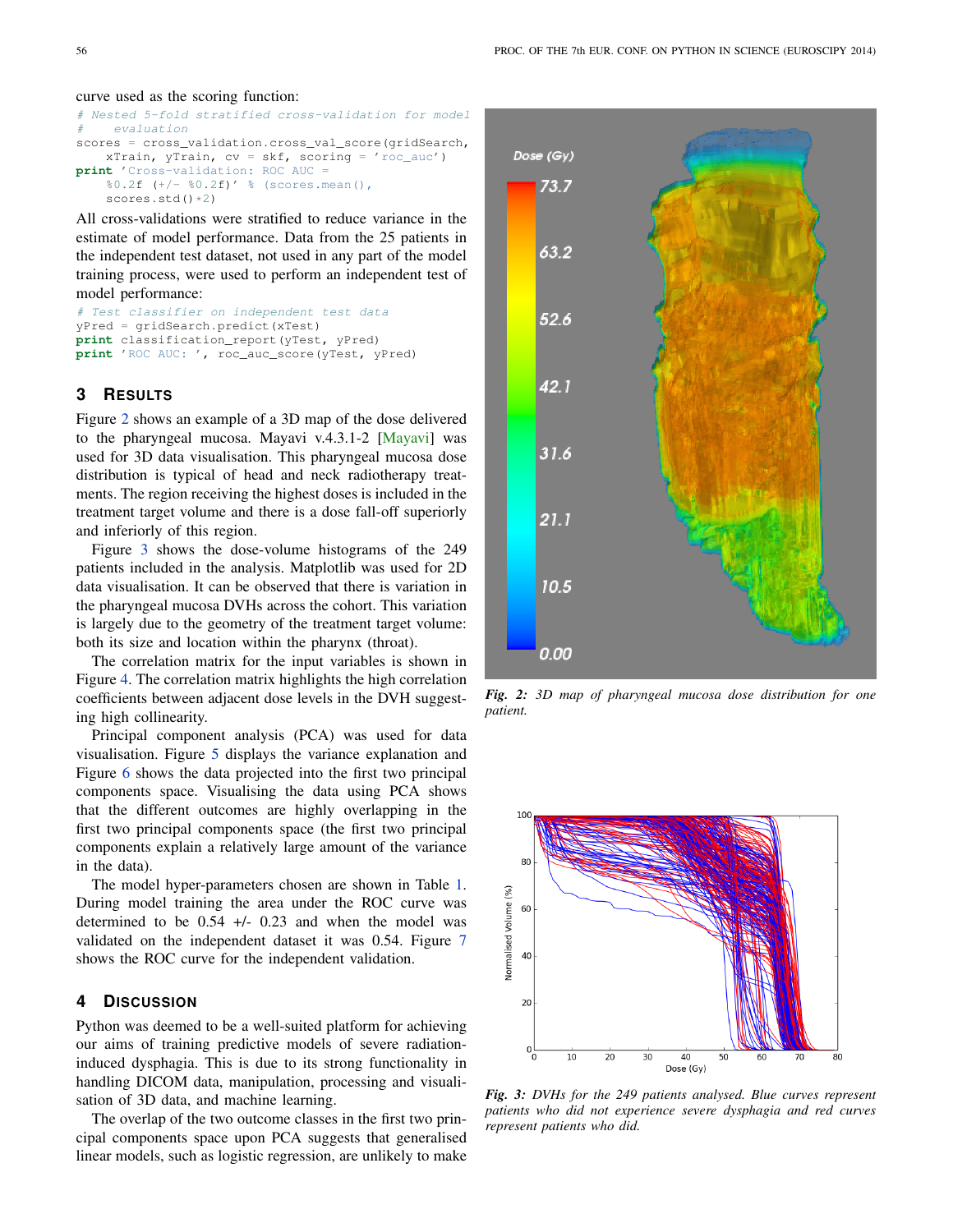curve used as the scoring function:

```
# Nested 5-fold stratified cross-validation for model
#     evaluation
scores = cross_validation.cross_val_score(gridSearch,
    xTrain, yTrain, cv = skf, scoring = 'roc_auc')
print 'Cross-validation: ROC AUC =
    %0.2f (+/- %0.2f)' % (scores.mean(),
    scores.std()*2)
```

All cross-validations were stratified to reduce variance in the estimate of model performance. Data from the 25 patients in the independent test dataset, not used in any part of the model training process, were used to perform an independent test of model performance:

```
# Test classifier on independent test data
yPred = gridSearch.predict(xTest)
print classification_report(yTest, yPred)
print 'ROC AUC: ', roc_auc_score(yTest, yPred)
```

## 3 Results

Figure 2 shows an example of a 3D map of the dose delivered to the pharyngeal mucosa. Mayavi v.4.3.1-2 [Mayavi] was used for 3D data visualisation. This pharyngeal mucosa dose distribution is typical of head and neck radiotherapy treatments. The region receiving the highest doses is included in the treatment target volume and there is a dose fall-off superiorly and inferiorly of this region.

Figure 3 shows the dose-volume histograms of the 249 patients included in the analysis. Matplotlib was used for 2D data visualisation. It can be observed that there is variation in the pharyngeal mucosa DVHs across the cohort. This variation is largely due to the geometry of the treatment target volume: both its size and location within the pharynx (throat).

The correlation matrix for the input variables is shown in Figure 4. The correlation matrix highlights the high correlation coefficients between adjacent dose levels in the DVH suggesting high collinearity.

Principal component analysis (PCA) was used for data visualisation. Figure 5 displays the variance explanation and Figure 6 shows the data projected into the first two principal components space. Visualising the data using PCA shows that the different outcomes are highly overlapping in the first two principal components space (the first two principal components explain a relatively large amount of the variance in the data).

The model hyper-parameters chosen are shown in Table 1. During model training the area under the ROC curve was determined to be 0.54 +/- 0.23 and when the model was validated on the independent dataset it was 0.54. Figure 7 shows the ROC curve for the independent validation.

## 4 Discussion

Python was deemed to be a well-suited platform for achieving our aims of training predictive models of severe radiation-induced dysphagia. This is due to its strong functionality in handling DICOM data, manipulation, processing and visualisation of 3D data, and machine learning.

The overlap of the two outcome classes in the first two principal components space upon PCA suggests that generalised linear models, such as logistic regression, are unlikely to make

*Fig. 2: 3D map of pharyngeal mucosa dose distribution for one patient.*

*Fig. 3: DVHs for the 249 patients analysed. Blue curves represent patients who did not experience severe dysphagia and red curves represent patients who did.*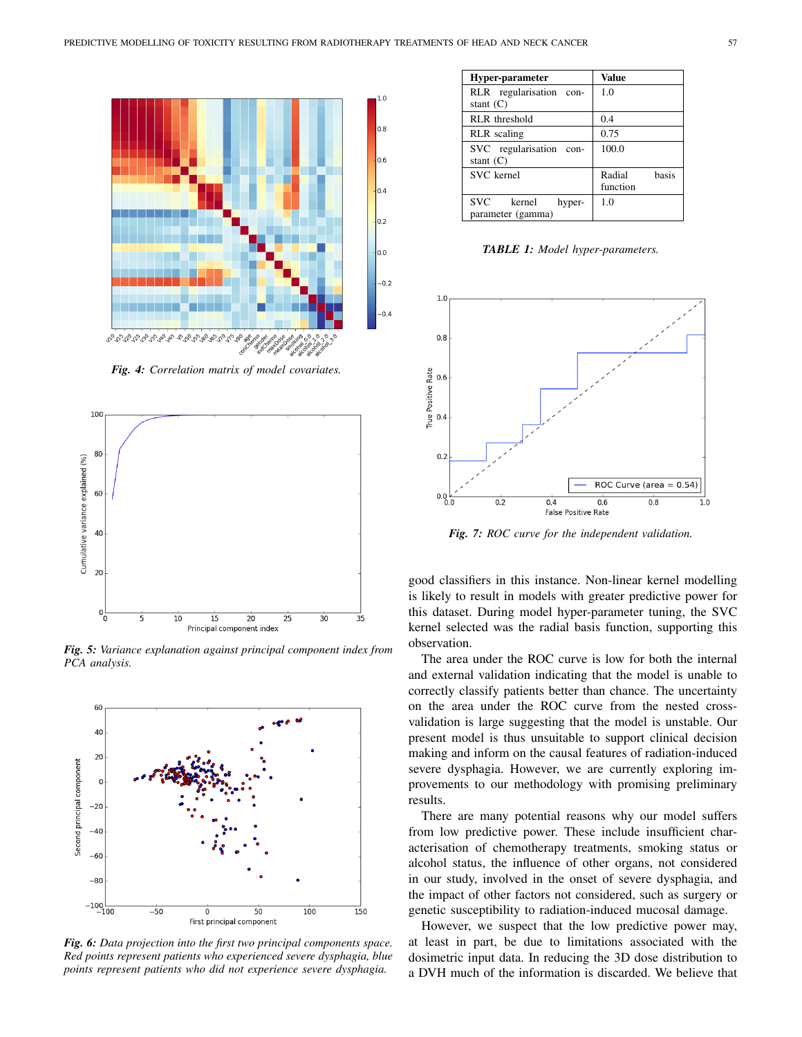*Fig. 4: Correlation matrix of model covariates.*

*Fig. 5: Variance explanation against principal component index from PCA analysis.*

*Fig. 6: Data projection into the first two principal components space. Red points represent patients who experienced severe dysphagia, blue points represent patients who did not experience severe dysphagia.*

| Hyper-parameter | Value |
|---|---|
| RLR regularisation constant (C) | 1.0 |
| RLR threshold | 0.4 |
| RLR scaling | 0.75 |
| SVC regularisation constant (C) | 100.0 |
| SVC kernel | Radial basis function |
| SVC kernel hyper-parameter (gamma) | 1.0 |

*TABLE 1: Model hyper-parameters.*

*Fig. 7: ROC curve for the independent validation.*

good classifiers in this instance. Non-linear kernel modelling is likely to result in models with greater predictive power for this dataset. During model hyper-parameter tuning, the SVC kernel selected was the radial basis function, supporting this observation.

The area under the ROC curve is low for both the internal and external validation indicating that the model is unable to correctly classify patients better than chance. The uncertainty on the area under the ROC curve from the nested cross-validation is large suggesting that the model is unstable. Our present model is thus unsuitable to support clinical decision making and inform on the causal features of radiation-induced severe dysphagia. However, we are currently exploring improvements to our methodology with promising preliminary results.

There are many potential reasons why our model suffers from low predictive power. These include insufficient characterisation of chemotherapy treatments, smoking status or alcohol status, the influence of other organs, not considered in our study, involved in the onset of severe dysphagia, and the impact of other factors not considered, such as surgery or genetic susceptibility to radiation-induced mucosal damage.

However, we suspect that the low predictive power may, at least in part, be due to limitations associated with the dosimetric input data. In reducing the 3D dose distribution to a DVH much of the information is discarded. We believe that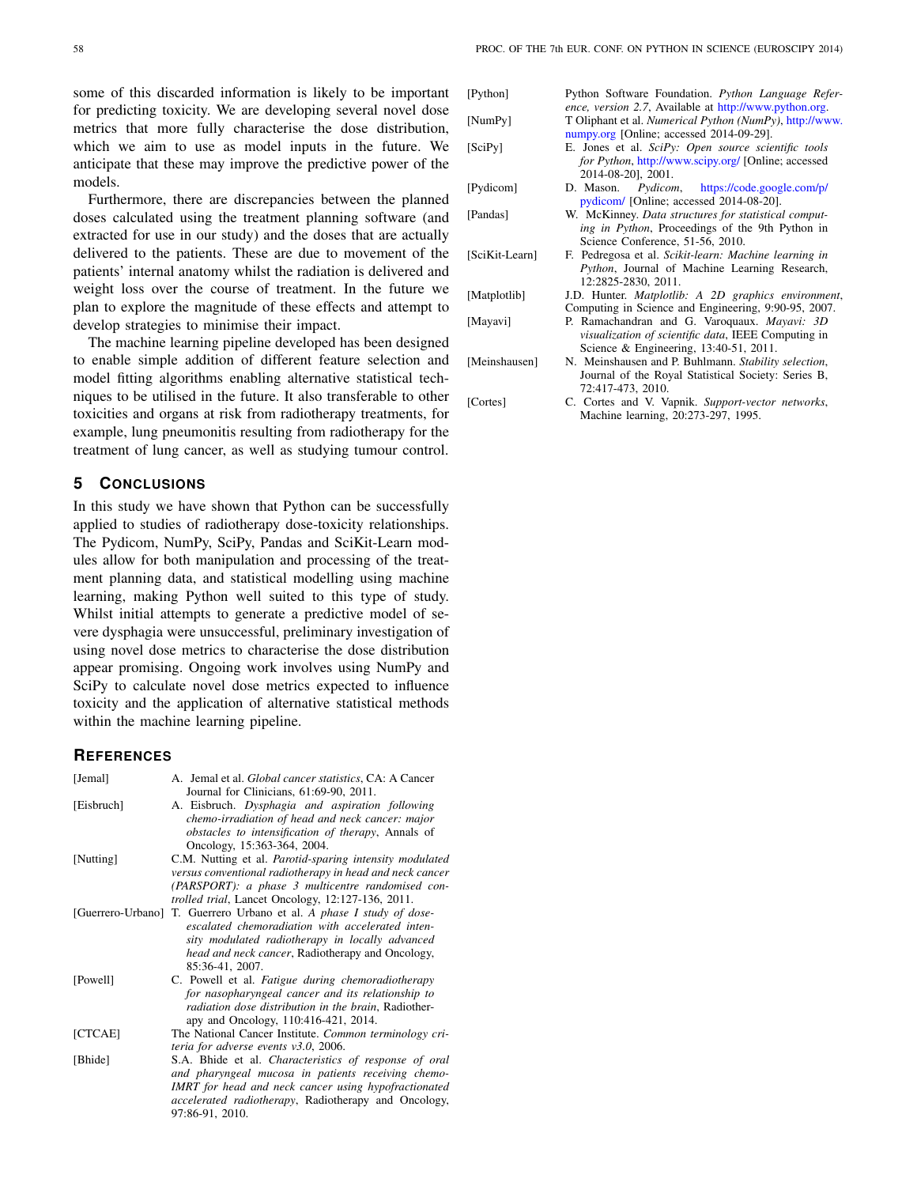some of this discarded information is likely to be important for predicting toxicity. We are developing several novel dose metrics that more fully characterise the dose distribution, which we aim to use as model inputs in the future. We anticipate that these may improve the predictive power of the models.

Furthermore, there are discrepancies between the planned doses calculated using the treatment planning software (and extracted for use in our study) and the doses that are actually delivered to the patients. These are due to movement of the patients' internal anatomy whilst the radiation is delivered and weight loss over the course of treatment. In the future we plan to explore the magnitude of these effects and attempt to develop strategies to minimise their impact.

The machine learning pipeline developed has been designed to enable simple addition of different feature selection and model fitting algorithms enabling alternative statistical techniques to be utilised in the future. It also transferable to other toxicities and organs at risk from radiotherapy treatments, for example, lung pneumonitis resulting from radiotherapy for the treatment of lung cancer, as well as studying tumour control.

## 5 Conclusions

In this study we have shown that Python can be successfully applied to studies of radiotherapy dose-toxicity relationships. The Pydicom, NumPy, SciPy, Pandas and SciKit-Learn modules allow for both manipulation and processing of the treatment planning data, and statistical modelling using machine learning, making Python well suited to this type of study. Whilst initial attempts to generate a predictive model of severe dysphagia were unsuccessful, preliminary investigation of using novel dose metrics to characterise the dose distribution appear promising. Ongoing work involves using NumPy and SciPy to calculate novel dose metrics expected to influence toxicity and the application of alternative statistical methods within the machine learning pipeline.

## References

[Jemal] A. Jemal et al. *Global cancer statistics*, CA: A Cancer Journal for Clinicians, 61:69-90, 2011.

[Eisbruch] A. Eisbruch. *Dysphagia and aspiration following chemo-irradiation of head and neck cancer: major obstacles to intensification of therapy*, Annals of Oncology, 15:363-364, 2004.

[Nutting] C.M. Nutting et al. *Parotid-sparing intensity modulated versus conventional radiotherapy in head and neck cancer (PARSPORT): a phase 3 multicentre randomised controlled trial*, Lancet Oncology, 12:127-136, 2011.

[Guerrero-Urbano] T. Guerrero Urbano et al. *A phase I study of dose-escalated chemoradiation with accelerated intensity modulated radiotherapy in locally advanced head and neck cancer*, Radiotherapy and Oncology, 85:36-41, 2007.

[Powell] C. Powell et al. *Fatigue during chemoradiotherapy for nasopharyngeal cancer and its relationship to radiation dose distribution in the brain*, Radiotherapy and Oncology, 110:416-421, 2014.

[CTCAE] The National Cancer Institute. *Common terminology criteria for adverse events v3.0*, 2006.

[Bhide] S.A. Bhide et al. *Characteristics of response of oral and pharyngeal mucosa in patients receiving chemo-IMRT for head and neck cancer using hypofractionated accelerated radiotherapy*, Radiotherapy and Oncology, 97:86-91, 2010.

[Python] Python Software Foundation. *Python Language Reference, version 2.7*, Available at http://www.python.org.

[NumPy] T Oliphant et al. *Numerical Python (NumPy)*, http://www.numpy.org [Online; accessed 2014-09-29].

[SciPy] E. Jones et al. *SciPy: Open source scientific tools for Python*, http://www.scipy.org/ [Online; accessed 2014-08-20], 2001.

[Pydicom] D. Mason. *Pydicom*, https://code.google.com/p/pydicom/ [Online; accessed 2014-08-20].

[Pandas] W. McKinney. *Data structures for statistical computing in Python*, Proceedings of the 9th Python in Science Conference, 51-56, 2010.

[SciKit-Learn] F. Pedregosa et al. *Scikit-learn: Machine learning in Python*, Journal of Machine Learning Research, 12:2825-2830, 2011.

[Matplotlib] J.D. Hunter. *Matplotlib: A 2D graphics environment*, Computing in Science and Engineering, 9:90-95, 2007.

[Mayavi] P. Ramachandran and G. Varoquaux. *Mayavi: 3D visualization of scientific data*, IEEE Computing in Science & Engineering, 13:40-51, 2011.

[Meinshausen] N. Meinshausen and P. Buhlmann. *Stability selection*, Journal of the Royal Statistical Society: Series B, 72:417-473, 2010.

[Cortes] C. Cortes and V. Vapnik. *Support-vector networks*, Machine learning, 20:273-297, 1995.